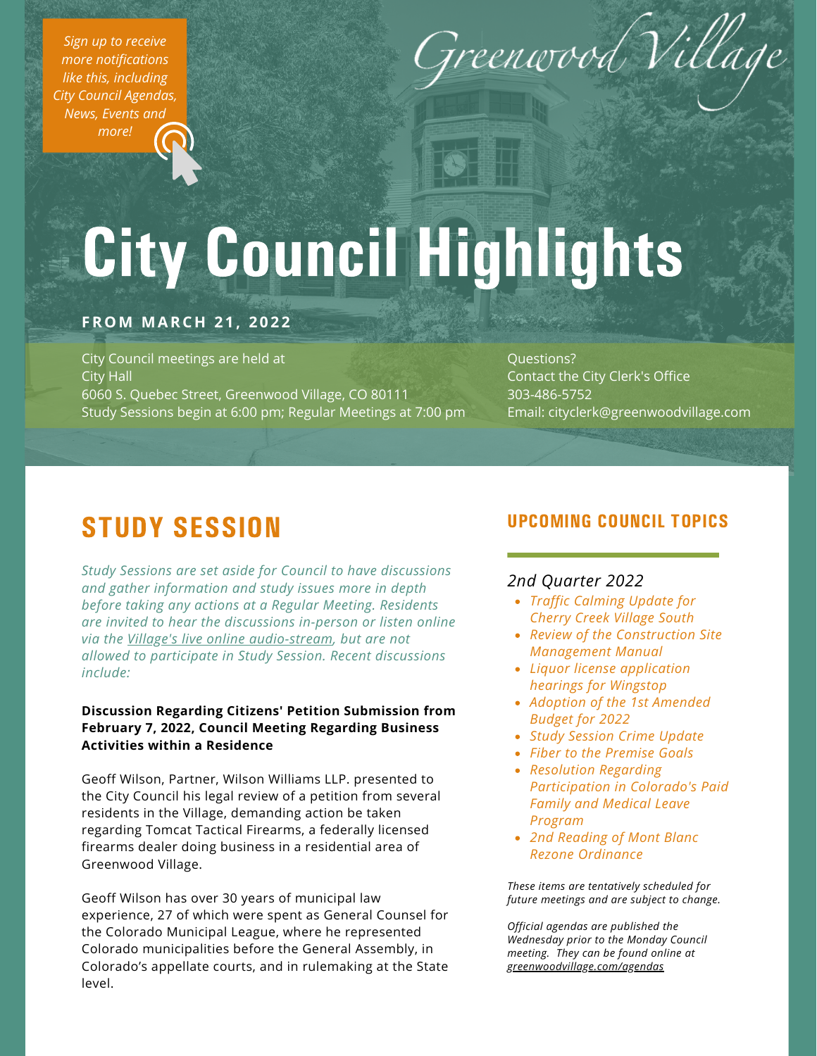*Sign up to receive more notifications like this, including City Council Agendas, News, Events and more!*

Greenwood Village

# City Council Highlights

**FROM MARCH 21, 2022**

City Council meetings are held at
City Hall
6060 S. Quebec Street, Greenwood Village, CO 80111
Study Sessions begin at 6:00 pm; Regular Meetings at 7:00 pm

Questions?
Contact the City Clerk's Office
303-486-5752
Email: cityclerk@greenwoodvillage.com

## STUDY SESSION

*Study Sessions are set aside for Council to have discussions and gather information and study issues more in depth before taking any actions at a Regular Meeting. Residents are invited to hear the discussions in-person or listen online via the Village's live online audio-stream, but are not allowed to participate in Study Session. Recent discussions include:*

**Discussion Regarding Citizens' Petition Submission from February 7, 2022, Council Meeting Regarding Business Activities within a Residence**

Geoff Wilson, Partner, Wilson Williams LLP. presented to the City Council his legal review of a petition from several residents in the Village, demanding action be taken regarding Tomcat Tactical Firearms, a federally licensed firearms dealer doing business in a residential area of Greenwood Village.

Geoff Wilson has over 30 years of municipal law experience, 27 of which were spent as General Counsel for the Colorado Municipal League, where he represented Colorado municipalities before the General Assembly, in Colorado's appellate courts, and in rulemaking at the State level.

## UPCOMING COUNCIL TOPICS

*2nd Quarter 2022*

- *Traffic Calming Update for Cherry Creek Village South*
- *Review of the Construction Site Management Manual*
- *Liquor license application hearings for Wingstop*
- *Adoption of the 1st Amended Budget for 2022*
- *Study Session Crime Update*
- *Fiber to the Premise Goals*
- *Resolution Regarding Participation in Colorado's Paid Family and Medical Leave Program*
- *2nd Reading of Mont Blanc Rezone Ordinance*

*These items are tentatively scheduled for future meetings and are subject to change.*

*Official agendas are published the Wednesday prior to the Monday Council meeting. They can be found online at greenwoodvillage.com/agendas*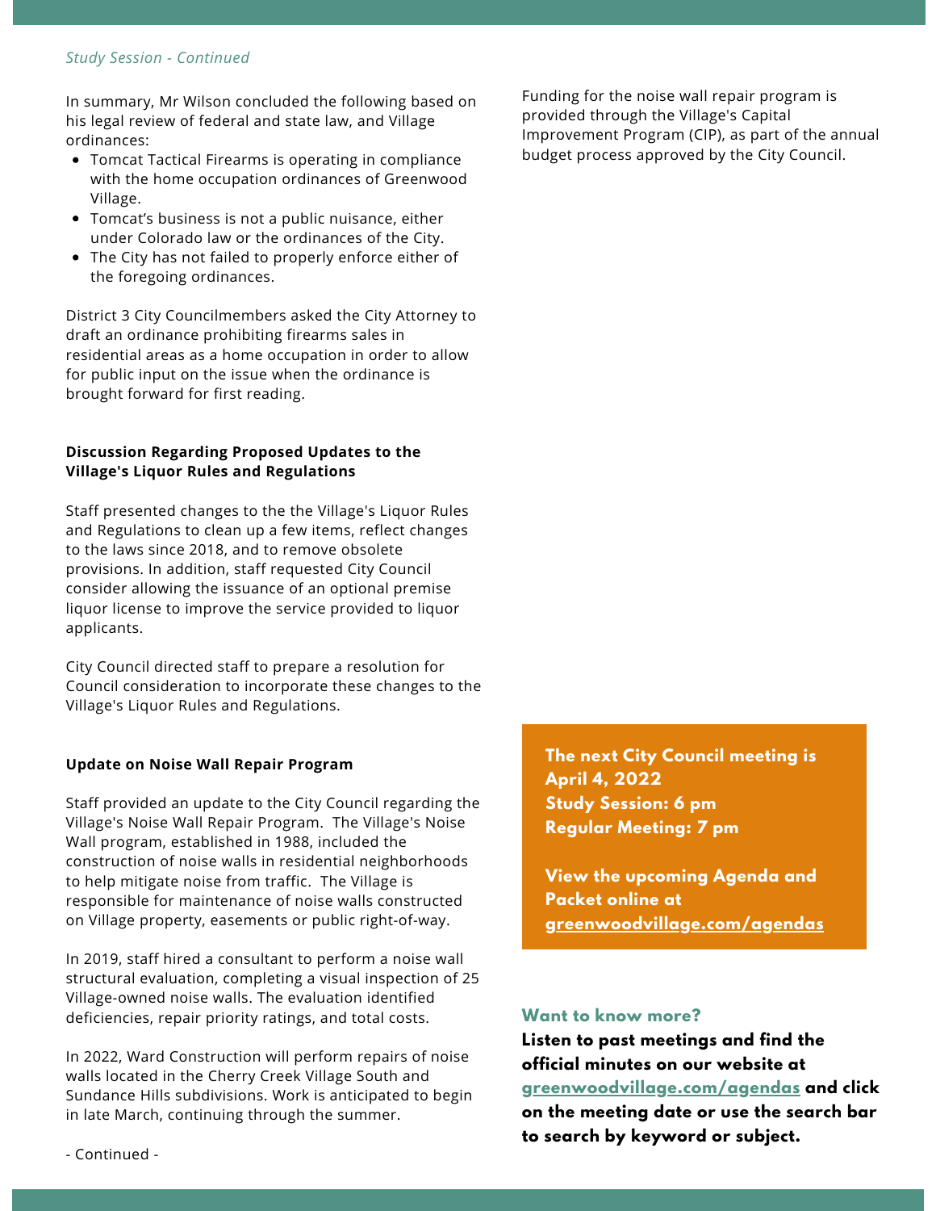*Study Session - Continued*

In summary, Mr Wilson concluded the following based on his legal review of federal and state law, and Village ordinances:

- Tomcat Tactical Firearms is operating in compliance with the home occupation ordinances of Greenwood Village.
- Tomcat's business is not a public nuisance, either under Colorado law or the ordinances of the City.
- The City has not failed to properly enforce either of the foregoing ordinances.

District 3 City Councilmembers asked the City Attorney to draft an ordinance prohibiting firearms sales in residential areas as a home occupation in order to allow for public input on the issue when the ordinance is brought forward for first reading.

**Discussion Regarding Proposed Updates to the Village's Liquor Rules and Regulations**

Staff presented changes to the the Village's Liquor Rules and Regulations to clean up a few items, reflect changes to the laws since 2018, and to remove obsolete provisions. In addition, staff requested City Council consider allowing the issuance of an optional premise liquor license to improve the service provided to liquor applicants.

City Council directed staff to prepare a resolution for Council consideration to incorporate these changes to the Village's Liquor Rules and Regulations.

**Update on Noise Wall Repair Program**

Staff provided an update to the City Council regarding the Village's Noise Wall Repair Program. The Village's Noise Wall program, established in 1988, included the construction of noise walls in residential neighborhoods to help mitigate noise from traffic. The Village is responsible for maintenance of noise walls constructed on Village property, easements or public right-of-way.

In 2019, staff hired a consultant to perform a noise wall structural evaluation, completing a visual inspection of 25 Village-owned noise walls. The evaluation identified deficiencies, repair priority ratings, and total costs.

In 2022, Ward Construction will perform repairs of noise walls located in the Cherry Creek Village South and Sundance Hills subdivisions. Work is anticipated to begin in late March, continuing through the summer.

- Continued -

Funding for the noise wall repair program is provided through the Village's Capital Improvement Program (CIP), as part of the annual budget process approved by the City Council.

**The next City Council meeting is April 4, 2022**
**Study Session: 6 pm**
**Regular Meeting: 7 pm**

**View the upcoming Agenda and Packet online at greenwoodvillage.com/agendas**

**Want to know more?**

**Listen to past meetings and find the official minutes on our website at greenwoodvillage.com/agendas and click on the meeting date or use the search bar to search by keyword or subject.**